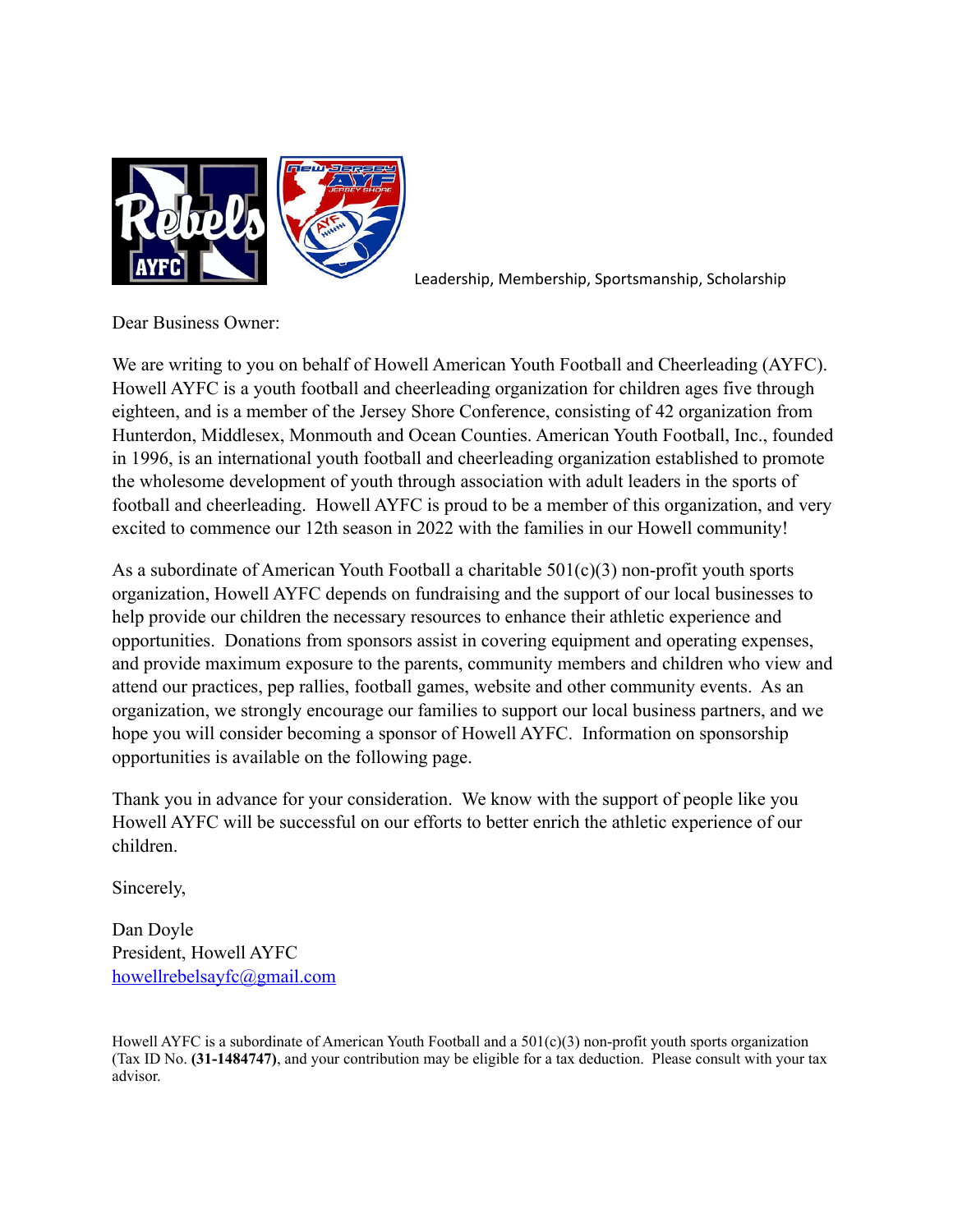Leadership, Membership, Sportsmanship, Scholarship

Dear Business Owner:

We are writing to you on behalf of Howell American Youth Football and Cheerleading (AYFC). Howell AYFC is a youth football and cheerleading organization for children ages five through eighteen, and is a member of the Jersey Shore Conference, consisting of 42 organization from Hunterdon, Middlesex, Monmouth and Ocean Counties. American Youth Football, Inc., founded in 1996, is an international youth football and cheerleading organization established to promote the wholesome development of youth through association with adult leaders in the sports of football and cheerleading. Howell AYFC is proud to be a member of this organization, and very excited to commence our 12th season in 2022 with the families in our Howell community!

As a subordinate of American Youth Football a charitable 501(c)(3) non-profit youth sports organization, Howell AYFC depends on fundraising and the support of our local businesses to help provide our children the necessary resources to enhance their athletic experience and opportunities. Donations from sponsors assist in covering equipment and operating expenses, and provide maximum exposure to the parents, community members and children who view and attend our practices, pep rallies, football games, website and other community events. As an organization, we strongly encourage our families to support our local business partners, and we hope you will consider becoming a sponsor of Howell AYFC. Information on sponsorship opportunities is available on the following page.

Thank you in advance for your consideration. We know with the support of people like you Howell AYFC will be successful on our efforts to better enrich the athletic experience of our children.

Sincerely,

Dan Doyle
President, Howell AYFC
howellrebelsayfc@gmail.com

Howell AYFC is a subordinate of American Youth Football and a 501(c)(3) non-profit youth sports organization (Tax ID No. **(31-1484747)**, and your contribution may be eligible for a tax deduction. Please consult with your tax advisor.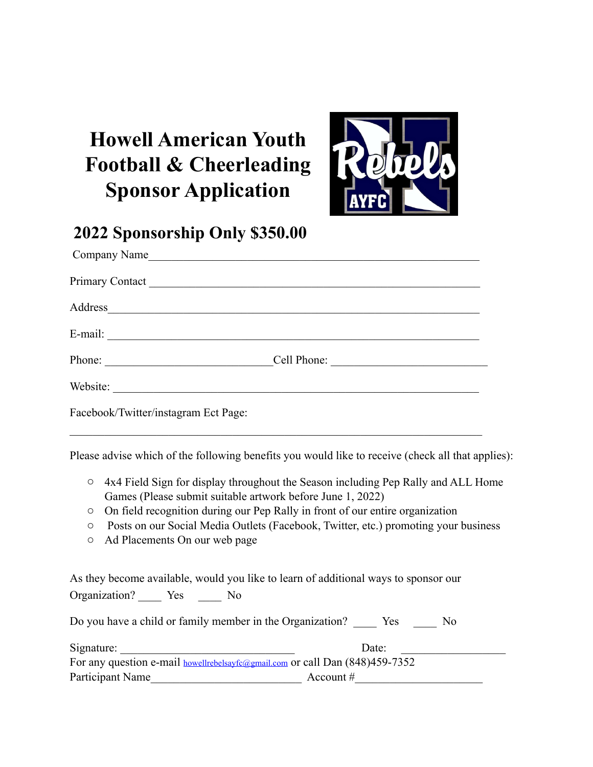# Howell American Youth Football & Cheerleading Sponsor Application

## 2022 Sponsorship Only $350.00

Company Name_____________________________________________________________

Primary Contact ____________________________________________________________

Address_________________________________________________________________

E-mail: _________________________________________________________________

Phone: ______________________________Cell Phone: ___________________________

Website: ________________________________________________________________

Facebook/Twitter/instagram Ect Page:

_____________________________________________________________________

Please advise which of the following benefits you would like to receive (check all that applies):

- ○ 4x4 Field Sign for display throughout the Season including Pep Rally and ALL Home Games (Please submit suitable artwork before June 1, 2022)
- ○ On field recognition during our Pep Rally in front of our entire organization
- ○ Posts on our Social Media Outlets (Facebook, Twitter, etc.) promoting your business
- ○ Ad Placements On our web page

As they become available, would you like to learn of additional ways to sponsor our Organization? ____ Yes ____ No

Do you have a child or family member in the Organization? ____ Yes ____ No

Signature: ______________________________ Date: __________________

For any question e-mail howellrebelsayfc@gmail.com or call Dan (848)459-7352

Participant Name__________________________ Account #_____________________